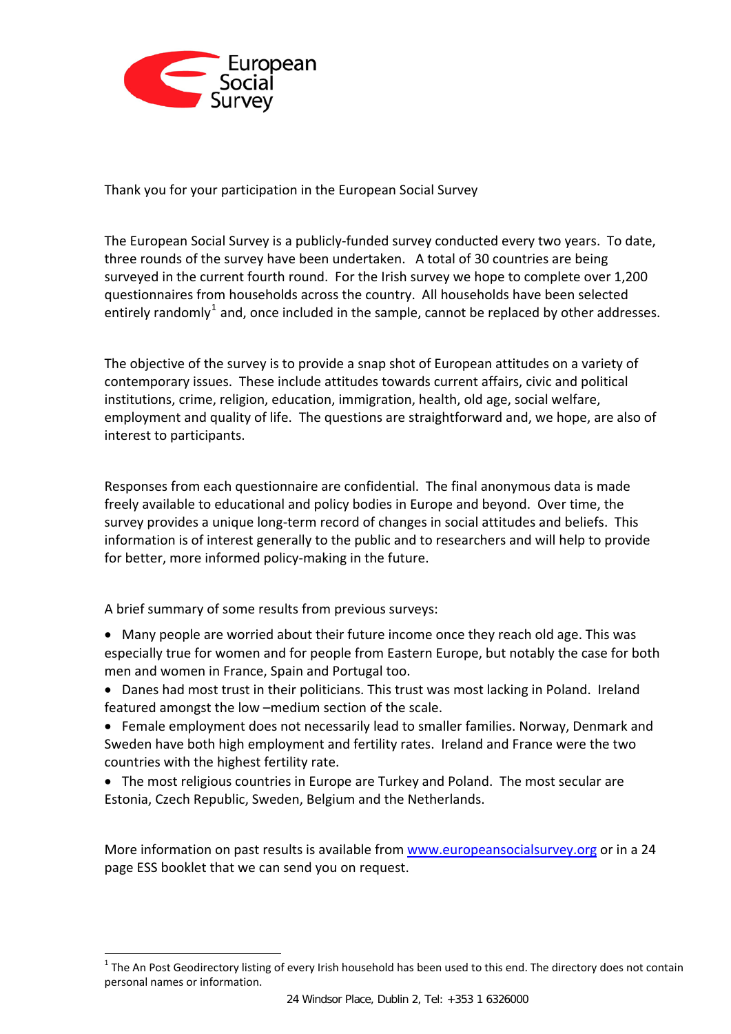European Social Survey

Thank you for your participation in the European Social Survey

The European Social Survey is a publicly-funded survey conducted every two years. To date, three rounds of the survey have been undertaken. A total of 30 countries are being surveyed in the current fourth round. For the Irish survey we hope to complete over 1,200 questionnaires from households across the country. All households have been selected entirely randomly[1] and, once included in the sample, cannot be replaced by other addresses.

The objective of the survey is to provide a snap shot of European attitudes on a variety of contemporary issues. These include attitudes towards current affairs, civic and political institutions, crime, religion, education, immigration, health, old age, social welfare, employment and quality of life. The questions are straightforward and, we hope, are also of interest to participants.

Responses from each questionnaire are confidential. The final anonymous data is made freely available to educational and policy bodies in Europe and beyond. Over time, the survey provides a unique long-term record of changes in social attitudes and beliefs. This information is of interest generally to the public and to researchers and will help to provide for better, more informed policy-making in the future.

A brief summary of some results from previous surveys:

- Many people are worried about their future income once they reach old age. This was especially true for women and for people from Eastern Europe, but notably the case for both men and women in France, Spain and Portugal too.
- Danes had most trust in their politicians. This trust was most lacking in Poland. Ireland featured amongst the low –medium section of the scale.
- Female employment does not necessarily lead to smaller families. Norway, Denmark and Sweden have both high employment and fertility rates. Ireland and France were the two countries with the highest fertility rate.
- The most religious countries in Europe are Turkey and Poland. The most secular are Estonia, Czech Republic, Sweden, Belgium and the Netherlands.

More information on past results is available from [www.europeansocialsurvey.org](http://www.europeansocialsurvey.org) or in a 24 page ESS booklet that we can send you on request.

---

[1] The An Post Geodirectory listing of every Irish household has been used to this end. The directory does not contain personal names or information.

24 Windsor Place, Dublin 2, Tel: +353 1 6326000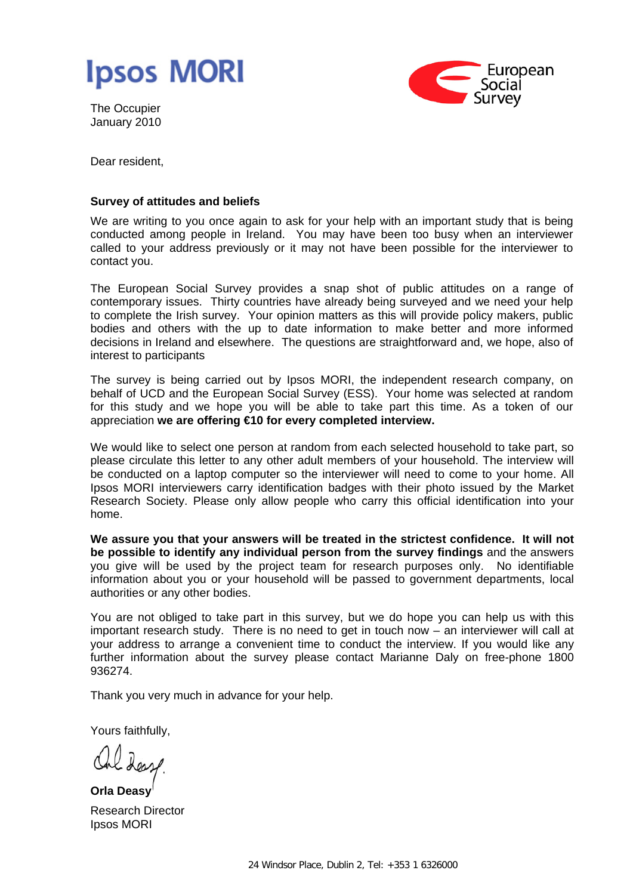Ipsos MORI

European Social Survey

The Occupier
January 2010

Dear resident,

**Survey of attitudes and beliefs**

We are writing to you once again to ask for your help with an important study that is being conducted among people in Ireland. You may have been too busy when an interviewer called to your address previously or it may not have been possible for the interviewer to contact you.

The European Social Survey provides a snap shot of public attitudes on a range of contemporary issues. Thirty countries have already being surveyed and we need your help to complete the Irish survey. Your opinion matters as this will provide policy makers, public bodies and others with the up to date information to make better and more informed decisions in Ireland and elsewhere. The questions are straightforward and, we hope, also of interest to participants

The survey is being carried out by Ipsos MORI, the independent research company, on behalf of UCD and the European Social Survey (ESS). Your home was selected at random for this study and we hope you will be able to take part this time. As a token of our appreciation **we are offering €10 for every completed interview.**

We would like to select one person at random from each selected household to take part, so please circulate this letter to any other adult members of your household. The interview will be conducted on a laptop computer so the interviewer will need to come to your home. All Ipsos MORI interviewers carry identification badges with their photo issued by the Market Research Society. Please only allow people who carry this official identification into your home.

**We assure you that your answers will be treated in the strictest confidence. It will not be possible to identify any individual person from the survey findings** and the answers you give will be used by the project team for research purposes only. No identifiable information about you or your household will be passed to government departments, local authorities or any other bodies.

You are not obliged to take part in this survey, but we do hope you can help us with this important research study. There is no need to get in touch now – an interviewer will call at your address to arrange a convenient time to conduct the interview. If you would like any further information about the survey please contact Marianne Daly on free-phone 1800 936274.

Thank you very much in advance for your help.

Yours faithfully,

**Orla Deasy**

Research Director
Ipsos MORI

24 Windsor Place, Dublin 2, Tel: +353 1 6326000